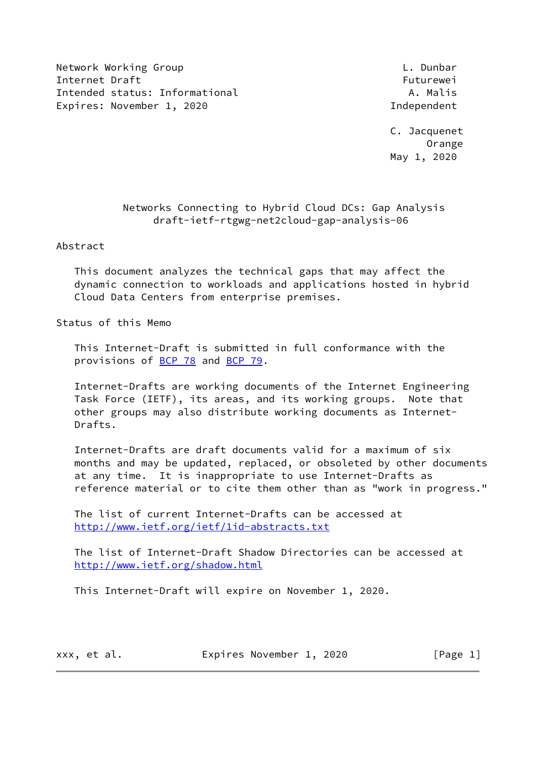Network Working Group L. Dunbar
Internet Draft Futurewei
Intended status: Informational A. Malis
Expires: November 1, 2020 Independent

C. Jacquenet
Orange
May 1, 2020

# Networks Connecting to Hybrid Cloud DCs: Gap Analysis
## draft-ietf-rtgwg-net2cloud-gap-analysis-06

## Abstract

This document analyzes the technical gaps that may affect the dynamic connection to workloads and applications hosted in hybrid Cloud Data Centers from enterprise premises.

## Status of this Memo

This Internet-Draft is submitted in full conformance with the provisions of BCP 78 and BCP 79.

Internet-Drafts are working documents of the Internet Engineering Task Force (IETF), its areas, and its working groups. Note that other groups may also distribute working documents as Internet-Drafts.

Internet-Drafts are draft documents valid for a maximum of six months and may be updated, replaced, or obsoleted by other documents at any time. It is inappropriate to use Internet-Drafts as reference material or to cite them other than as "work in progress."

The list of current Internet-Drafts can be accessed at http://www.ietf.org/ietf/1id-abstracts.txt

The list of Internet-Draft Shadow Directories can be accessed at http://www.ietf.org/shadow.html

This Internet-Draft will expire on November 1, 2020.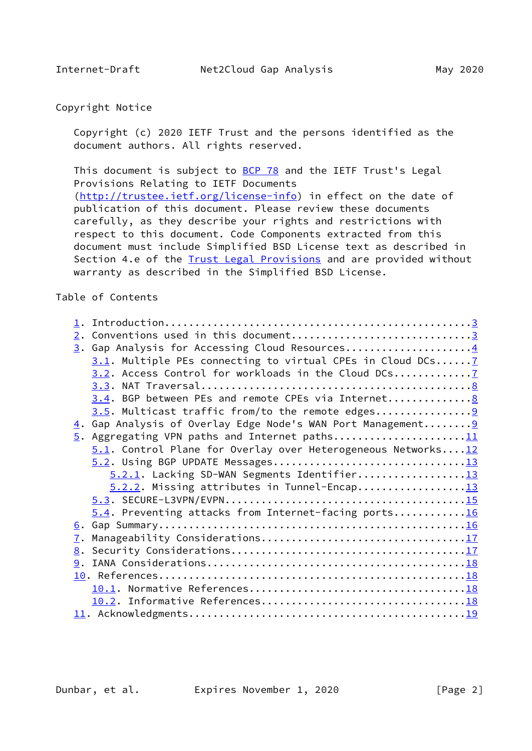## Copyright Notice

Copyright (c) 2020 IETF Trust and the persons identified as the document authors. All rights reserved.

This document is subject to BCP 78 and the IETF Trust's Legal Provisions Relating to IETF Documents (http://trustee.ietf.org/license-info) in effect on the date of publication of this document. Please review these documents carefully, as they describe your rights and restrictions with respect to this document. Code Components extracted from this document must include Simplified BSD License text as described in Section 4.e of the Trust Legal Provisions and are provided without warranty as described in the Simplified BSD License.

## Table of Contents

- 1. Introduction...................................................3
- 2. Conventions used in this document..............................3
- 3. Gap Analysis for Accessing Cloud Resources.....................4
  - 3.1. Multiple PEs connecting to virtual CPEs in Cloud DCs......7
  - 3.2. Access Control for workloads in the Cloud DCs.............7
  - 3.3. NAT Traversal.............................................8
  - 3.4. BGP between PEs and remote CPEs via Internet..............8
  - 3.5. Multicast traffic from/to the remote edges................9
- 4. Gap Analysis of Overlay Edge Node's WAN Port Management........9
- 5. Aggregating VPN paths and Internet paths......................11
  - 5.1. Control Plane for Overlay over Heterogeneous Networks....12
  - 5.2. Using BGP UPDATE Messages...............................13
    - 5.2.1. Lacking SD-WAN Segments Identifier..................13
    - 5.2.2. Missing attributes in Tunnel-Encap..................13
  - 5.3. SECURE-L3VPN/EVPN.......................................15
  - 5.4. Preventing attacks from Internet-facing ports............16
- 6. Gap Summary..................................................16
- 7. Manageability Considerations.................................17
- 8. Security Considerations......................................17
- 9. IANA Considerations..........................................18
- 10. References..................................................18
  - 10.1. Normative References...................................18
  - 10.2. Informative References.................................18
- 11. Acknowledgments.............................................19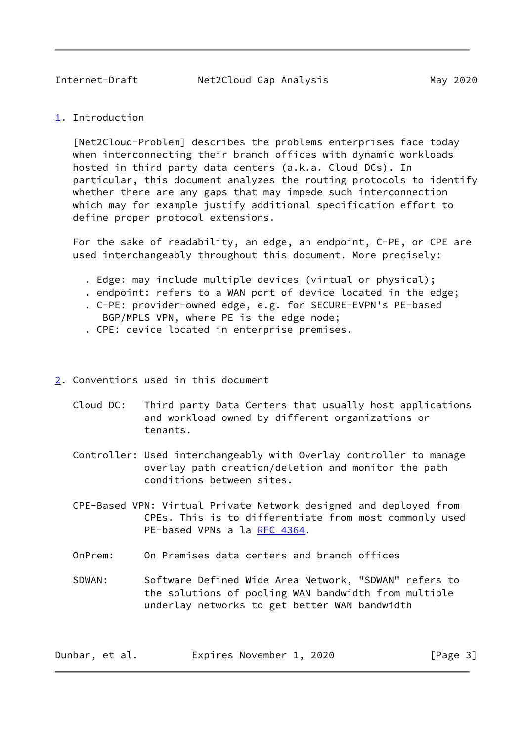# 1. Introduction

[Net2Cloud-Problem] describes the problems enterprises face today when interconnecting their branch offices with dynamic workloads hosted in third party data centers (a.k.a. Cloud DCs). In particular, this document analyzes the routing protocols to identify whether there are any gaps that may impede such interconnection which may for example justify additional specification effort to define proper protocol extensions.

For the sake of readability, an edge, an endpoint, C-PE, or CPE are used interchangeably throughout this document. More precisely:

- Edge: may include multiple devices (virtual or physical);
- endpoint: refers to a WAN port of device located in the edge;
- C-PE: provider-owned edge, e.g. for SECURE-EVPN's PE-based BGP/MPLS VPN, where PE is the edge node;
- CPE: device located in enterprise premises.

# 2. Conventions used in this document

Cloud DC: Third party Data Centers that usually host applications and workload owned by different organizations or tenants.

Controller: Used interchangeably with Overlay controller to manage overlay path creation/deletion and monitor the path conditions between sites.

CPE-Based VPN: Virtual Private Network designed and deployed from CPEs. This is to differentiate from most commonly used PE-based VPNs a la RFC 4364.

OnPrem: On Premises data centers and branch offices

SDWAN: Software Defined Wide Area Network, "SDWAN" refers to the solutions of pooling WAN bandwidth from multiple underlay networks to get better WAN bandwidth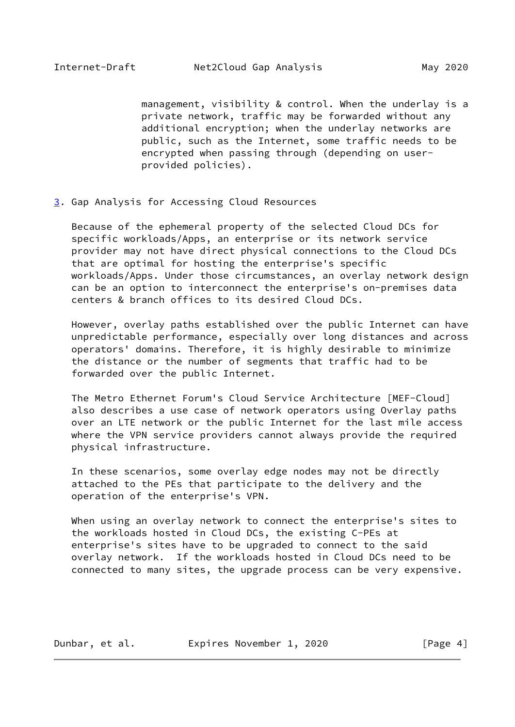management, visibility & control. When the underlay is a private network, traffic may be forwarded without any additional encryption; when the underlay networks are public, such as the Internet, some traffic needs to be encrypted when passing through (depending on user-provided policies).

## 3. Gap Analysis for Accessing Cloud Resources

Because of the ephemeral property of the selected Cloud DCs for specific workloads/Apps, an enterprise or its network service provider may not have direct physical connections to the Cloud DCs that are optimal for hosting the enterprise's specific workloads/Apps. Under those circumstances, an overlay network design can be an option to interconnect the enterprise's on-premises data centers & branch offices to its desired Cloud DCs.

However, overlay paths established over the public Internet can have unpredictable performance, especially over long distances and across operators' domains. Therefore, it is highly desirable to minimize the distance or the number of segments that traffic had to be forwarded over the public Internet.

The Metro Ethernet Forum's Cloud Service Architecture [MEF-Cloud] also describes a use case of network operators using Overlay paths over an LTE network or the public Internet for the last mile access where the VPN service providers cannot always provide the required physical infrastructure.

In these scenarios, some overlay edge nodes may not be directly attached to the PEs that participate to the delivery and the operation of the enterprise's VPN.

When using an overlay network to connect the enterprise's sites to the workloads hosted in Cloud DCs, the existing C-PEs at enterprise's sites have to be upgraded to connect to the said overlay network. If the workloads hosted in Cloud DCs need to be connected to many sites, the upgrade process can be very expensive.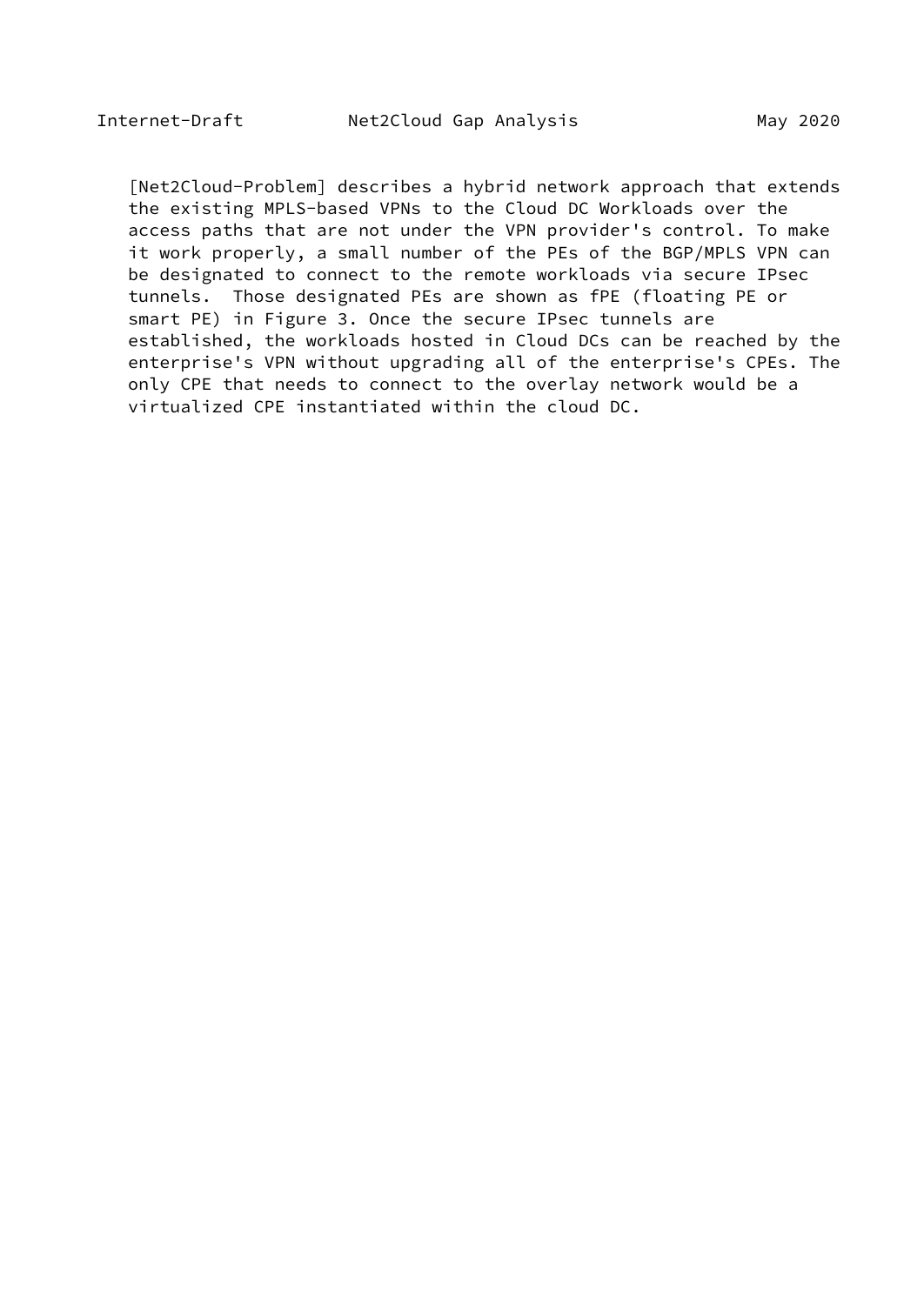[Net2Cloud-Problem] describes a hybrid network approach that extends the existing MPLS-based VPNs to the Cloud DC Workloads over the access paths that are not under the VPN provider's control. To make it work properly, a small number of the PEs of the BGP/MPLS VPN can be designated to connect to the remote workloads via secure IPsec tunnels. Those designated PEs are shown as fPE (floating PE or smart PE) in Figure 3. Once the secure IPsec tunnels are established, the workloads hosted in Cloud DCs can be reached by the enterprise's VPN without upgrading all of the enterprise's CPEs. The only CPE that needs to connect to the overlay network would be a virtualized CPE instantiated within the cloud DC.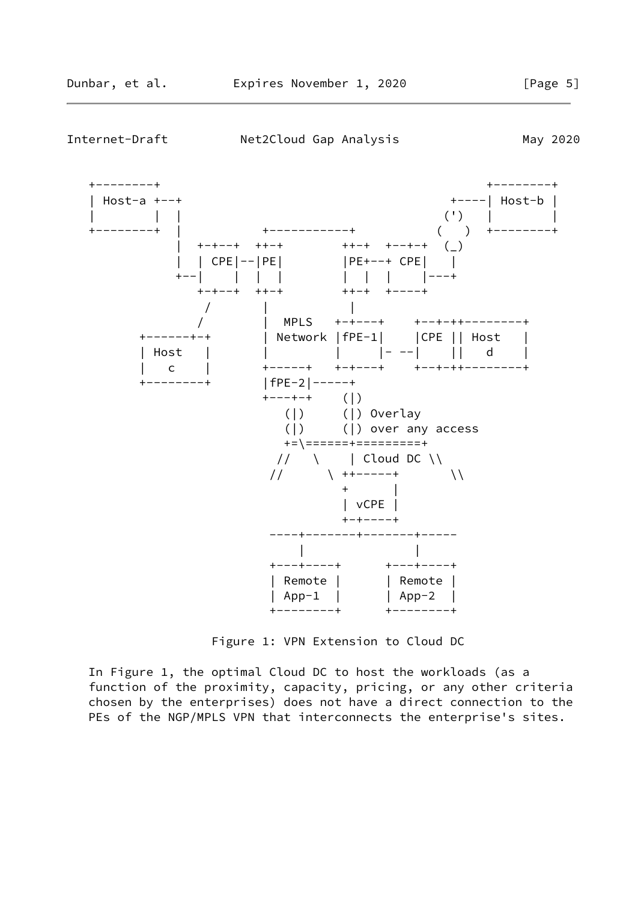```
   +--------+                                            +--------+
   | Host-a +--+                                    +----| Host-b |
   |        |  |                                   (')   |        |
   +--------+  |           +-----------+          (   )  +--------+
               |  +-+--+  ++-+        ++-+  +--+-+  (_)
               |  | CPE|--|PE|        |PE+--+ CPE|   |
               +--|    |  |  |        |  |  |    |---+
                  +-+--+  ++-+        ++-+  +----+
                    /       |           |
                   /        |  MPLS   +-+---+    +--+-++--------+
          +------+-+        | Network |fPE-1|    |CPE || Host   |
          | Host   |        |         |     |- --|    ||   d    |
          |   c    |        +-----+   +-+---+    +--+-++--------+
          +--------+        |fPE-2|-----+
                            +---+-+    (|)
                               (|)     (|) Overlay
                               (|)     (|) over any access
                               +=\======+=========+
                              //   \    | Cloud DC \\
                             //      \ ++-----+       \\
                                       +      |
                                       | vCPE |
                                       +-+----+
                             ----+-------+-------+-----
                                 |               |
                             +---+----+      +---+----+
                             | Remote |      | Remote |
                             | App-1  |      | App-2  |
                             +--------+      +--------+
```

Figure 1: VPN Extension to Cloud DC

In Figure 1, the optimal Cloud DC to host the workloads (as a function of the proximity, capacity, pricing, or any other criteria chosen by the enterprises) does not have a direct connection to the PEs of the NGP/MPLS VPN that interconnects the enterprise's sites.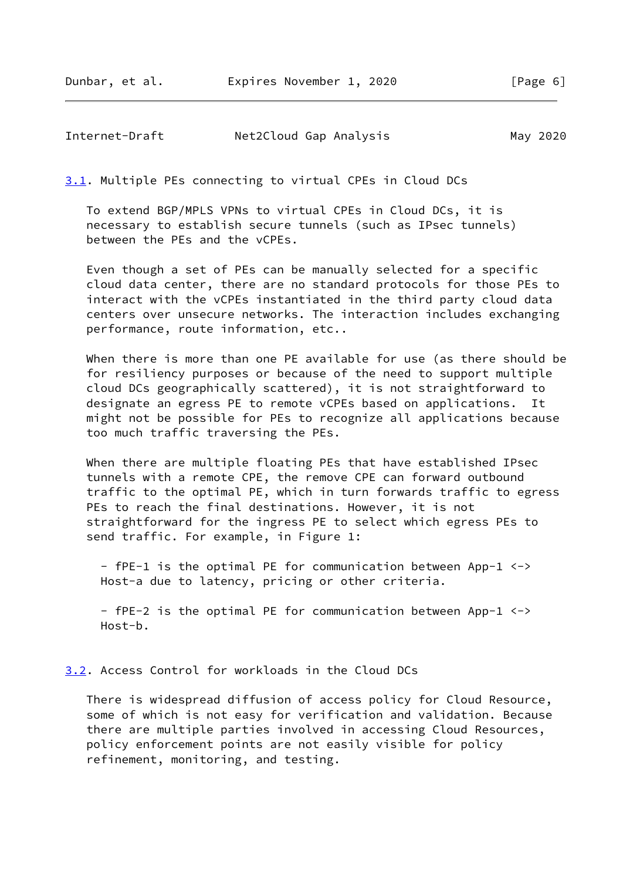## 3.1. Multiple PEs connecting to virtual CPEs in Cloud DCs

To extend BGP/MPLS VPNs to virtual CPEs in Cloud DCs, it is necessary to establish secure tunnels (such as IPsec tunnels) between the PEs and the vCPEs.

Even though a set of PEs can be manually selected for a specific cloud data center, there are no standard protocols for those PEs to interact with the vCPEs instantiated in the third party cloud data centers over unsecure networks. The interaction includes exchanging performance, route information, etc..

When there is more than one PE available for use (as there should be for resiliency purposes or because of the need to support multiple cloud DCs geographically scattered), it is not straightforward to designate an egress PE to remote vCPEs based on applications. It might not be possible for PEs to recognize all applications because too much traffic traversing the PEs.

When there are multiple floating PEs that have established IPsec tunnels with a remote CPE, the remove CPE can forward outbound traffic to the optimal PE, which in turn forwards traffic to egress PEs to reach the final destinations. However, it is not straightforward for the ingress PE to select which egress PEs to send traffic. For example, in Figure 1:

- fPE-1 is the optimal PE for communication between App-1 <-> Host-a due to latency, pricing or other criteria.

- fPE-2 is the optimal PE for communication between App-1 <-> Host-b.

## 3.2. Access Control for workloads in the Cloud DCs

There is widespread diffusion of access policy for Cloud Resource, some of which is not easy for verification and validation. Because there are multiple parties involved in accessing Cloud Resources, policy enforcement points are not easily visible for policy refinement, monitoring, and testing.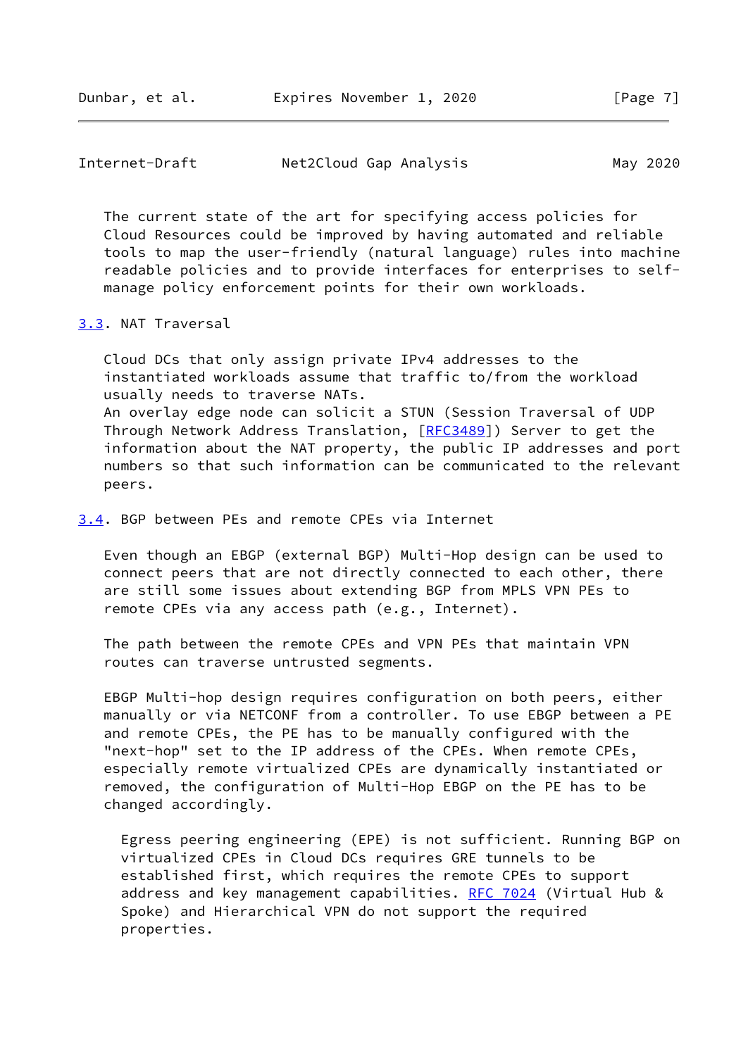The current state of the art for specifying access policies for Cloud Resources could be improved by having automated and reliable tools to map the user-friendly (natural language) rules into machine readable policies and to provide interfaces for enterprises to self-manage policy enforcement points for their own workloads.

### 3.3. NAT Traversal

Cloud DCs that only assign private IPv4 addresses to the instantiated workloads assume that traffic to/from the workload usually needs to traverse NATs.
An overlay edge node can solicit a STUN (Session Traversal of UDP Through Network Address Translation, [RFC3489]) Server to get the information about the NAT property, the public IP addresses and port numbers so that such information can be communicated to the relevant peers.

### 3.4. BGP between PEs and remote CPEs via Internet

Even though an EBGP (external BGP) Multi-Hop design can be used to connect peers that are not directly connected to each other, there are still some issues about extending BGP from MPLS VPN PEs to remote CPEs via any access path (e.g., Internet).

The path between the remote CPEs and VPN PEs that maintain VPN routes can traverse untrusted segments.

EBGP Multi-hop design requires configuration on both peers, either manually or via NETCONF from a controller. To use EBGP between a PE and remote CPEs, the PE has to be manually configured with the "next-hop" set to the IP address of the CPEs. When remote CPEs, especially remote virtualized CPEs are dynamically instantiated or removed, the configuration of Multi-Hop EBGP on the PE has to be changed accordingly.

Egress peering engineering (EPE) is not sufficient. Running BGP on virtualized CPEs in Cloud DCs requires GRE tunnels to be established first, which requires the remote CPEs to support address and key management capabilities. RFC 7024 (Virtual Hub & Spoke) and Hierarchical VPN do not support the required properties.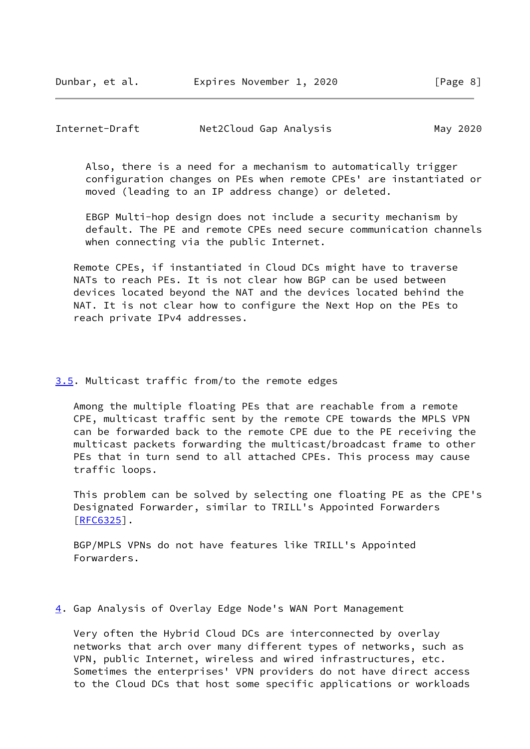Also, there is a need for a mechanism to automatically trigger configuration changes on PEs when remote CPEs' are instantiated or moved (leading to an IP address change) or deleted.

EBGP Multi-hop design does not include a security mechanism by default. The PE and remote CPEs need secure communication channels when connecting via the public Internet.

Remote CPEs, if instantiated in Cloud DCs might have to traverse NATs to reach PEs. It is not clear how BGP can be used between devices located beyond the NAT and the devices located behind the NAT. It is not clear how to configure the Next Hop on the PEs to reach private IPv4 addresses.

### 3.5. Multicast traffic from/to the remote edges

Among the multiple floating PEs that are reachable from a remote CPE, multicast traffic sent by the remote CPE towards the MPLS VPN can be forwarded back to the remote CPE due to the PE receiving the multicast packets forwarding the multicast/broadcast frame to other PEs that in turn send to all attached CPEs. This process may cause traffic loops.

This problem can be solved by selecting one floating PE as the CPE's Designated Forwarder, similar to TRILL's Appointed Forwarders [RFC6325].

BGP/MPLS VPNs do not have features like TRILL's Appointed Forwarders.

## 4. Gap Analysis of Overlay Edge Node's WAN Port Management

Very often the Hybrid Cloud DCs are interconnected by overlay networks that arch over many different types of networks, such as VPN, public Internet, wireless and wired infrastructures, etc. Sometimes the enterprises' VPN providers do not have direct access to the Cloud DCs that host some specific applications or workloads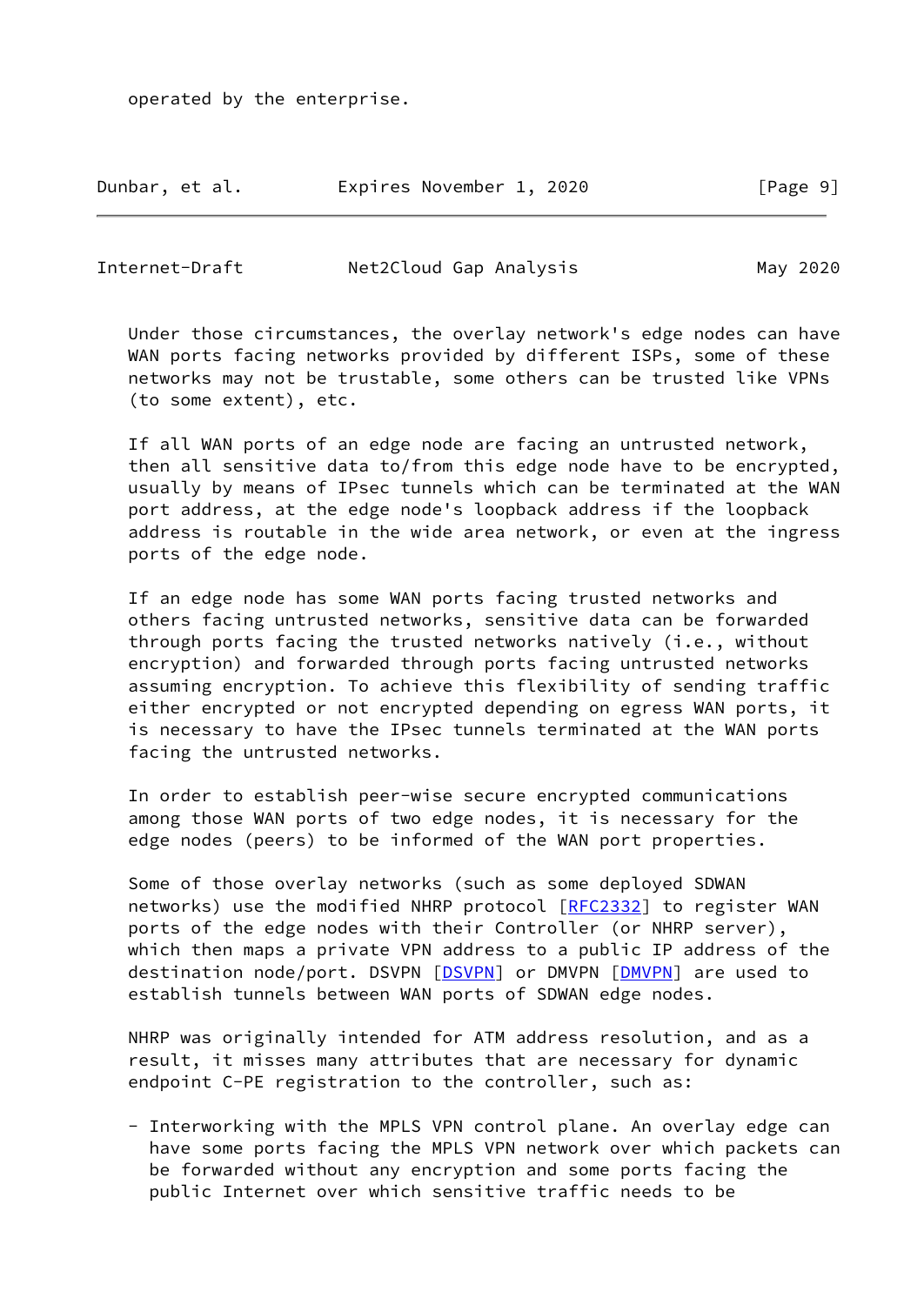operated by the enterprise.

Under those circumstances, the overlay network's edge nodes can have WAN ports facing networks provided by different ISPs, some of these networks may not be trustable, some others can be trusted like VPNs (to some extent), etc.

If all WAN ports of an edge node are facing an untrusted network, then all sensitive data to/from this edge node have to be encrypted, usually by means of IPsec tunnels which can be terminated at the WAN port address, at the edge node's loopback address if the loopback address is routable in the wide area network, or even at the ingress ports of the edge node.

If an edge node has some WAN ports facing trusted networks and others facing untrusted networks, sensitive data can be forwarded through ports facing the trusted networks natively (i.e., without encryption) and forwarded through ports facing untrusted networks assuming encryption. To achieve this flexibility of sending traffic either encrypted or not encrypted depending on egress WAN ports, it is necessary to have the IPsec tunnels terminated at the WAN ports facing the untrusted networks.

In order to establish peer-wise secure encrypted communications among those WAN ports of two edge nodes, it is necessary for the edge nodes (peers) to be informed of the WAN port properties.

Some of those overlay networks (such as some deployed SDWAN networks) use the modified NHRP protocol [RFC2332] to register WAN ports of the edge nodes with their Controller (or NHRP server), which then maps a private VPN address to a public IP address of the destination node/port. DSVPN [DSVPN] or DMVPN [DMVPN] are used to establish tunnels between WAN ports of SDWAN edge nodes.

NHRP was originally intended for ATM address resolution, and as a result, it misses many attributes that are necessary for dynamic endpoint C-PE registration to the controller, such as:

- Interworking with the MPLS VPN control plane. An overlay edge can have some ports facing the MPLS VPN network over which packets can be forwarded without any encryption and some ports facing the public Internet over which sensitive traffic needs to be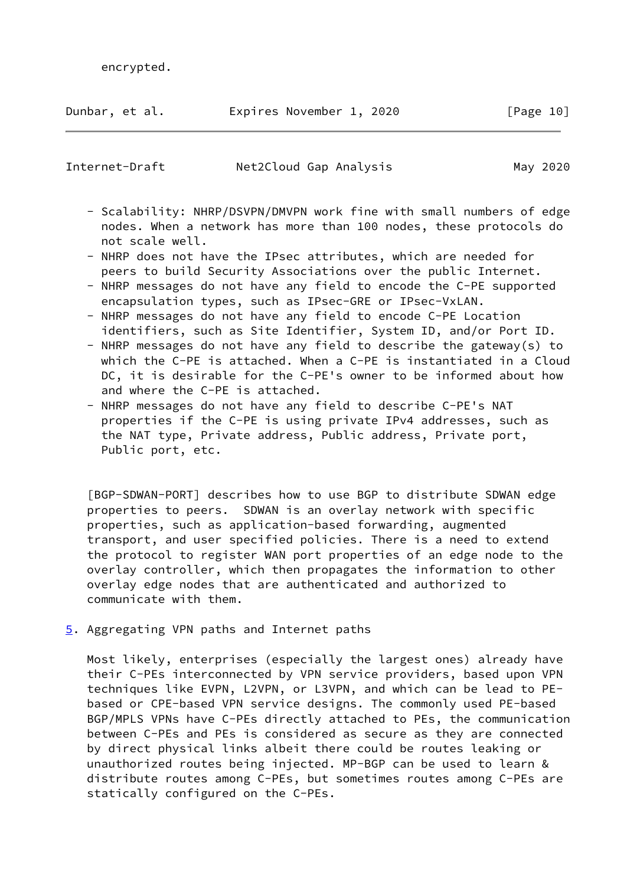encrypted.

- Scalability: NHRP/DSVPN/DMVPN work fine with small numbers of edge nodes. When a network has more than 100 nodes, these protocols do not scale well.
- NHRP does not have the IPsec attributes, which are needed for peers to build Security Associations over the public Internet.
- NHRP messages do not have any field to encode the C-PE supported encapsulation types, such as IPsec-GRE or IPsec-VxLAN.
- NHRP messages do not have any field to encode C-PE Location identifiers, such as Site Identifier, System ID, and/or Port ID.
- NHRP messages do not have any field to describe the gateway(s) to which the C-PE is attached. When a C-PE is instantiated in a Cloud DC, it is desirable for the C-PE's owner to be informed about how and where the C-PE is attached.
- NHRP messages do not have any field to describe C-PE's NAT properties if the C-PE is using private IPv4 addresses, such as the NAT type, Private address, Public address, Private port, Public port, etc.

[BGP-SDWAN-PORT] describes how to use BGP to distribute SDWAN edge properties to peers. SDWAN is an overlay network with specific properties, such as application-based forwarding, augmented transport, and user specified policies. There is a need to extend the protocol to register WAN port properties of an edge node to the overlay controller, which then propagates the information to other overlay edge nodes that are authenticated and authorized to communicate with them.

## 5. Aggregating VPN paths and Internet paths

Most likely, enterprises (especially the largest ones) already have their C-PEs interconnected by VPN service providers, based upon VPN techniques like EVPN, L2VPN, or L3VPN, and which can be lead to PE-based or CPE-based VPN service designs. The commonly used PE-based BGP/MPLS VPNs have C-PEs directly attached to PEs, the communication between C-PEs and PEs is considered as secure as they are connected by direct physical links albeit there could be routes leaking or unauthorized routes being injected. MP-BGP can be used to learn & distribute routes among C-PEs, but sometimes routes among C-PEs are statically configured on the C-PEs.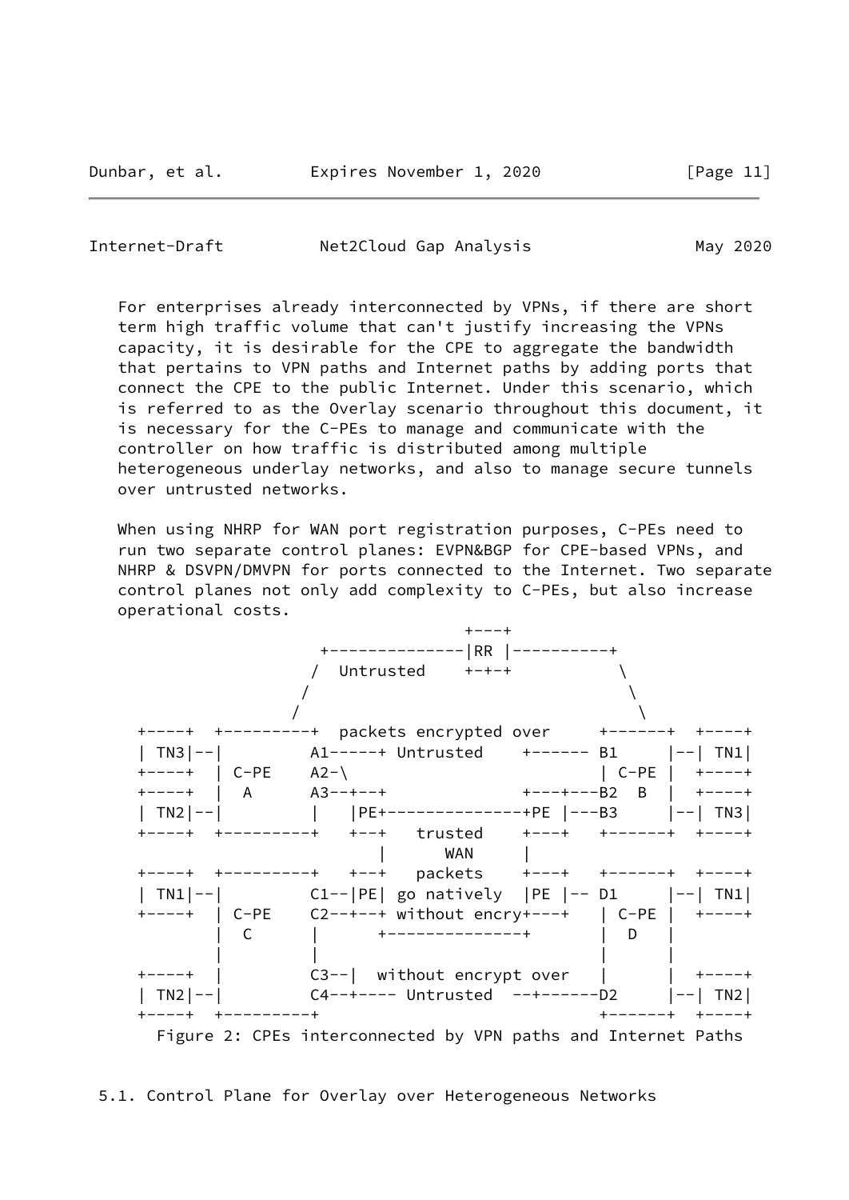For enterprises already interconnected by VPNs, if there are short term high traffic volume that can't justify increasing the VPNs capacity, it is desirable for the CPE to aggregate the bandwidth that pertains to VPN paths and Internet paths by adding ports that connect the CPE to the public Internet. Under this scenario, which is referred to as the Overlay scenario throughout this document, it is necessary for the C-PEs to manage and communicate with the controller on how traffic is distributed among multiple heterogeneous underlay networks, and also to manage secure tunnels over untrusted networks.

When using NHRP for WAN port registration purposes, C-PEs need to run two separate control planes: EVPN&BGP for CPE-based VPNs, and NHRP & DSVPN/DMVPN for ports connected to the Internet. Two separate control planes not only add complexity to C-PEs, but also increase operational costs.

```
                              +---+
                +--------------|RR |----------+
               /  Untrusted    +-+-+           \
              /                                 \
             /                                   \
+----+  +---------+  packets encrypted over     +------+  +----+
| TN3|--|         A1-----+ Untrusted    +------ B1     |--| TN1|
+----+  | C-PE    A2-\                          | C-PE |  +----+
+----+  |  A      A3--+--+              +---+---B2  B  |  +----+
| TN2|--|         |   |PE+--------------+PE |---B3     |--| TN3|
+----+  +---------+   +--+   trusted    +---+   +------+  +----+
                         |      WAN     |
+----+  +---------+   +--+   packets    +---+   +------+  +----+
| TN1|--|         C1--|PE| go natively  |PE |-- D1     |--| TN1|
+----+  | C-PE    C2--+--+ without encry+---+   | C-PE |  +----+
        |  C      |      +--------------+       |  D   |
        |         |                             |      |
+----+  |         C3--|  without encrypt over   |      |  +----+
| TN2|--|         C4--+---- Untrusted  --+------D2     |--| TN2|
+----+  +---------+                             +------+  +----+
```

Figure 2: CPEs interconnected by VPN paths and Internet Paths

### 5.1. Control Plane for Overlay over Heterogeneous Networks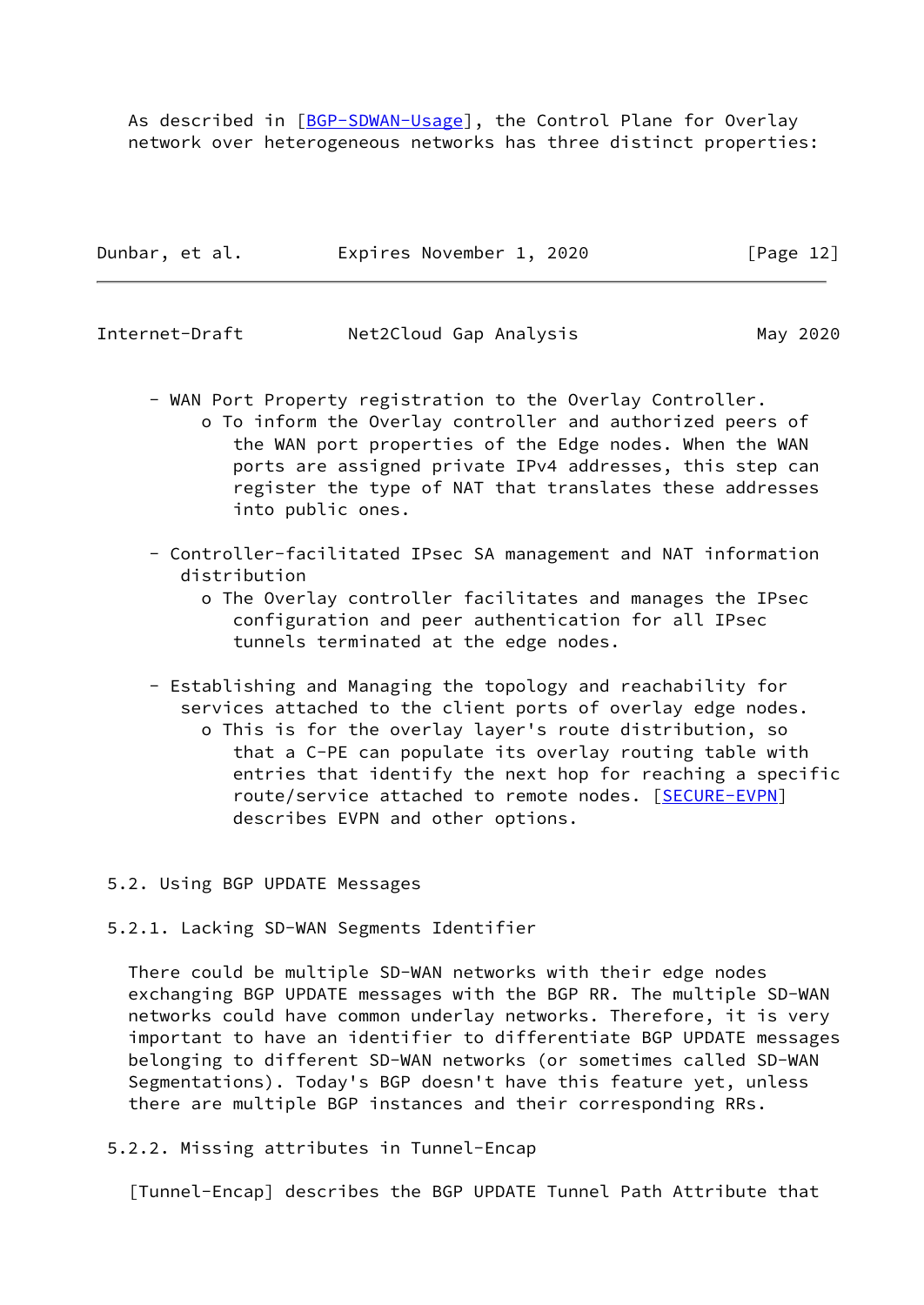As described in [BGP-SDWAN-Usage], the Control Plane for Overlay network over heterogeneous networks has three distinct properties:

- WAN Port Property registration to the Overlay Controller.
  - To inform the Overlay controller and authorized peers of the WAN port properties of the Edge nodes. When the WAN ports are assigned private IPv4 addresses, this step can register the type of NAT that translates these addresses into public ones.
- Controller-facilitated IPsec SA management and NAT information distribution
  - The Overlay controller facilitates and manages the IPsec configuration and peer authentication for all IPsec tunnels terminated at the edge nodes.
- Establishing and Managing the topology and reachability for services attached to the client ports of overlay edge nodes.
  - This is for the overlay layer's route distribution, so that a C-PE can populate its overlay routing table with entries that identify the next hop for reaching a specific route/service attached to remote nodes. [SECURE-EVPN] describes EVPN and other options.

## 5.2. Using BGP UPDATE Messages

### 5.2.1. Lacking SD-WAN Segments Identifier

There could be multiple SD-WAN networks with their edge nodes exchanging BGP UPDATE messages with the BGP RR. The multiple SD-WAN networks could have common underlay networks. Therefore, it is very important to have an identifier to differentiate BGP UPDATE messages belonging to different SD-WAN networks (or sometimes called SD-WAN Segmentations). Today's BGP doesn't have this feature yet, unless there are multiple BGP instances and their corresponding RRs.

### 5.2.2. Missing attributes in Tunnel-Encap

[Tunnel-Encap] describes the BGP UPDATE Tunnel Path Attribute that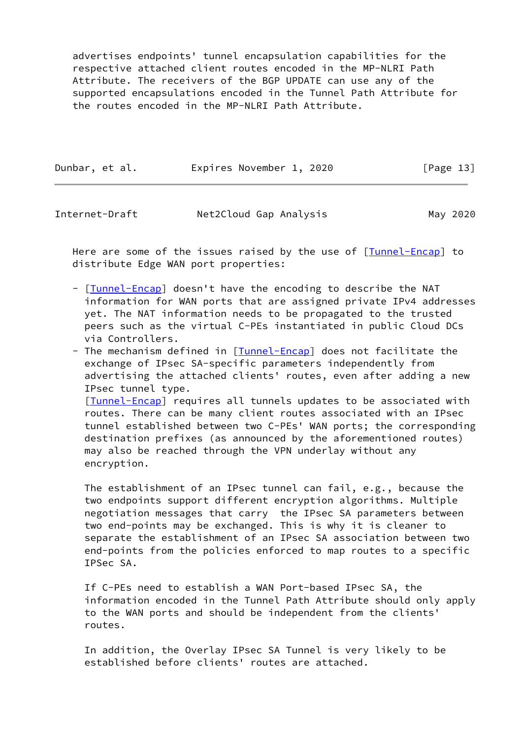advertises endpoints' tunnel encapsulation capabilities for the respective attached client routes encoded in the MP-NLRI Path Attribute. The receivers of the BGP UPDATE can use any of the supported encapsulations encoded in the Tunnel Path Attribute for the routes encoded in the MP-NLRI Path Attribute.

Here are some of the issues raised by the use of [Tunnel-Encap] to distribute Edge WAN port properties:

- [Tunnel-Encap] doesn't have the encoding to describe the NAT information for WAN ports that are assigned private IPv4 addresses yet. The NAT information needs to be propagated to the trusted peers such as the virtual C-PEs instantiated in public Cloud DCs via Controllers.
- The mechanism defined in [Tunnel-Encap] does not facilitate the exchange of IPsec SA-specific parameters independently from advertising the attached clients' routes, even after adding a new IPsec tunnel type.
  [Tunnel-Encap] requires all tunnels updates to be associated with routes. There can be many client routes associated with an IPsec tunnel established between two C-PEs' WAN ports; the corresponding destination prefixes (as announced by the aforementioned routes) may also be reached through the VPN underlay without any encryption.

  The establishment of an IPsec tunnel can fail, e.g., because the two endpoints support different encryption algorithms. Multiple negotiation messages that carry the IPsec SA parameters between two end-points may be exchanged. This is why it is cleaner to separate the establishment of an IPsec SA association between two end-points from the policies enforced to map routes to a specific IPSec SA.

  If C-PEs need to establish a WAN Port-based IPsec SA, the information encoded in the Tunnel Path Attribute should only apply to the WAN ports and should be independent from the clients' routes.

  In addition, the Overlay IPsec SA Tunnel is very likely to be established before clients' routes are attached.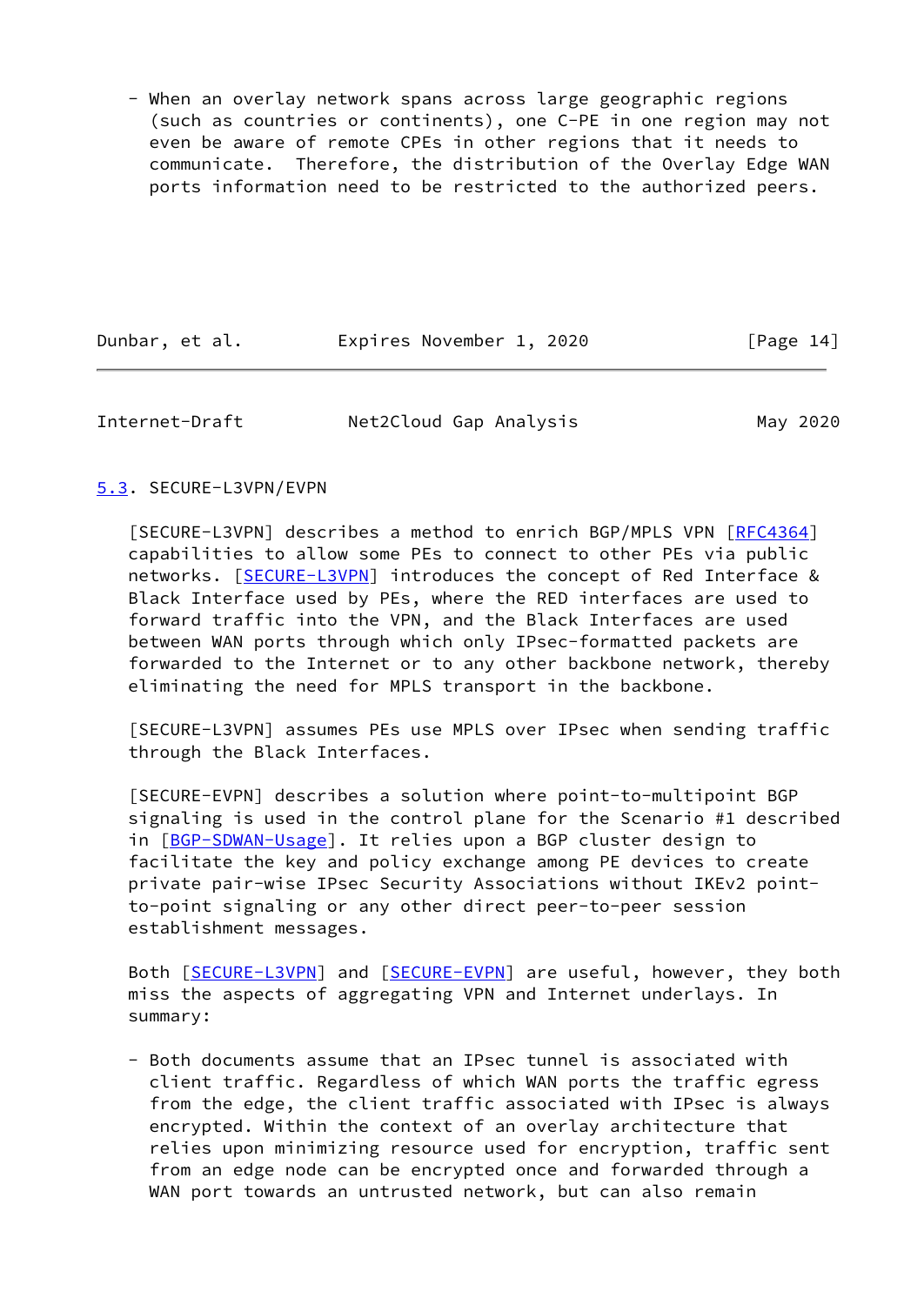- When an overlay network spans across large geographic regions (such as countries or continents), one C-PE in one region may not even be aware of remote CPEs in other regions that it needs to communicate. Therefore, the distribution of the Overlay Edge WAN ports information need to be restricted to the authorized peers.

### 5.3. SECURE-L3VPN/EVPN

[SECURE-L3VPN] describes a method to enrich BGP/MPLS VPN [RFC4364] capabilities to allow some PEs to connect to other PEs via public networks. [SECURE-L3VPN] introduces the concept of Red Interface & Black Interface used by PEs, where the RED interfaces are used to forward traffic into the VPN, and the Black Interfaces are used between WAN ports through which only IPsec-formatted packets are forwarded to the Internet or to any other backbone network, thereby eliminating the need for MPLS transport in the backbone.

[SECURE-L3VPN] assumes PEs use MPLS over IPsec when sending traffic through the Black Interfaces.

[SECURE-EVPN] describes a solution where point-to-multipoint BGP signaling is used in the control plane for the Scenario #1 described in [BGP-SDWAN-Usage]. It relies upon a BGP cluster design to facilitate the key and policy exchange among PE devices to create private pair-wise IPsec Security Associations without IKEv2 point-to-point signaling or any other direct peer-to-peer session establishment messages.

Both [SECURE-L3VPN] and [SECURE-EVPN] are useful, however, they both miss the aspects of aggregating VPN and Internet underlays. In summary:

- Both documents assume that an IPsec tunnel is associated with client traffic. Regardless of which WAN ports the traffic egress from the edge, the client traffic associated with IPsec is always encrypted. Within the context of an overlay architecture that relies upon minimizing resource used for encryption, traffic sent from an edge node can be encrypted once and forwarded through a WAN port towards an untrusted network, but can also remain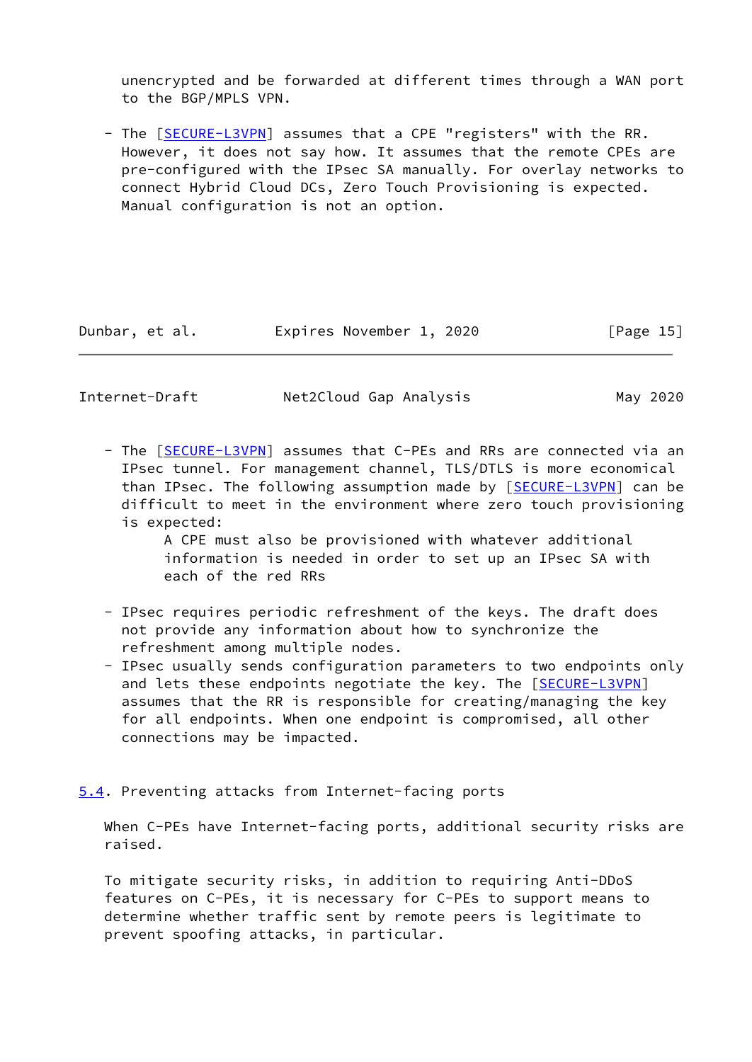unencrypted and be forwarded at different times through a WAN port to the BGP/MPLS VPN.

- The [SECURE-L3VPN] assumes that a CPE "registers" with the RR. However, it does not say how. It assumes that the remote CPEs are pre-configured with the IPsec SA manually. For overlay networks to connect Hybrid Cloud DCs, Zero Touch Provisioning is expected. Manual configuration is not an option.

- The [SECURE-L3VPN] assumes that C-PEs and RRs are connected via an IPsec tunnel. For management channel, TLS/DTLS is more economical than IPsec. The following assumption made by [SECURE-L3VPN] can be difficult to meet in the environment where zero touch provisioning is expected:

  > A CPE must also be provisioned with whatever additional information is needed in order to set up an IPsec SA with each of the red RRs

- IPsec requires periodic refreshment of the keys. The draft does not provide any information about how to synchronize the refreshment among multiple nodes.
- IPsec usually sends configuration parameters to two endpoints only and lets these endpoints negotiate the key. The [SECURE-L3VPN] assumes that the RR is responsible for creating/managing the key for all endpoints. When one endpoint is compromised, all other connections may be impacted.

### 5.4. Preventing attacks from Internet-facing ports

When C-PEs have Internet-facing ports, additional security risks are raised.

To mitigate security risks, in addition to requiring Anti-DDoS features on C-PEs, it is necessary for C-PEs to support means to determine whether traffic sent by remote peers is legitimate to prevent spoofing attacks, in particular.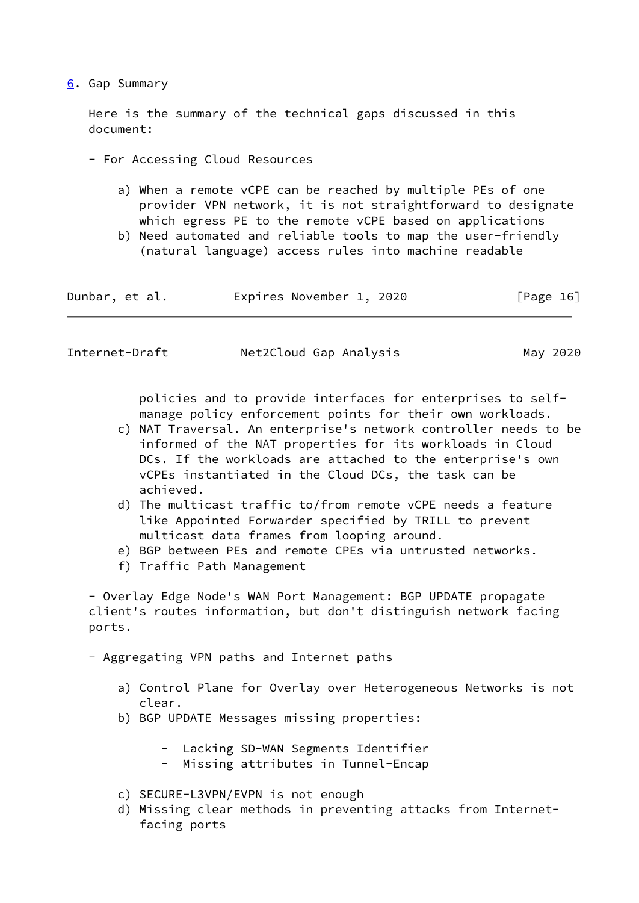# 6. Gap Summary

Here is the summary of the technical gaps discussed in this document:

- For Accessing Cloud Resources

  a) When a remote vCPE can be reached by multiple PEs of one provider VPN network, it is not straightforward to designate which egress PE to the remote vCPE based on applications
  b) Need automated and reliable tools to map the user-friendly (natural language) access rules into machine readable policies and to provide interfaces for enterprises to self-manage policy enforcement points for their own workloads.
  c) NAT Traversal. An enterprise's network controller needs to be informed of the NAT properties for its workloads in Cloud DCs. If the workloads are attached to the enterprise's own vCPEs instantiated in the Cloud DCs, the task can be achieved.
  d) The multicast traffic to/from remote vCPE needs a feature like Appointed Forwarder specified by TRILL to prevent multicast data frames from looping around.
  e) BGP between PEs and remote CPEs via untrusted networks.
  f) Traffic Path Management

- Overlay Edge Node's WAN Port Management: BGP UPDATE propagate client's routes information, but don't distinguish network facing ports.

- Aggregating VPN paths and Internet paths

  a) Control Plane for Overlay over Heterogeneous Networks is not clear.
  b) BGP UPDATE Messages missing properties:

     - Lacking SD-WAN Segments Identifier
     - Missing attributes in Tunnel-Encap

  c) SECURE-L3VPN/EVPN is not enough
  d) Missing clear methods in preventing attacks from Internet-facing ports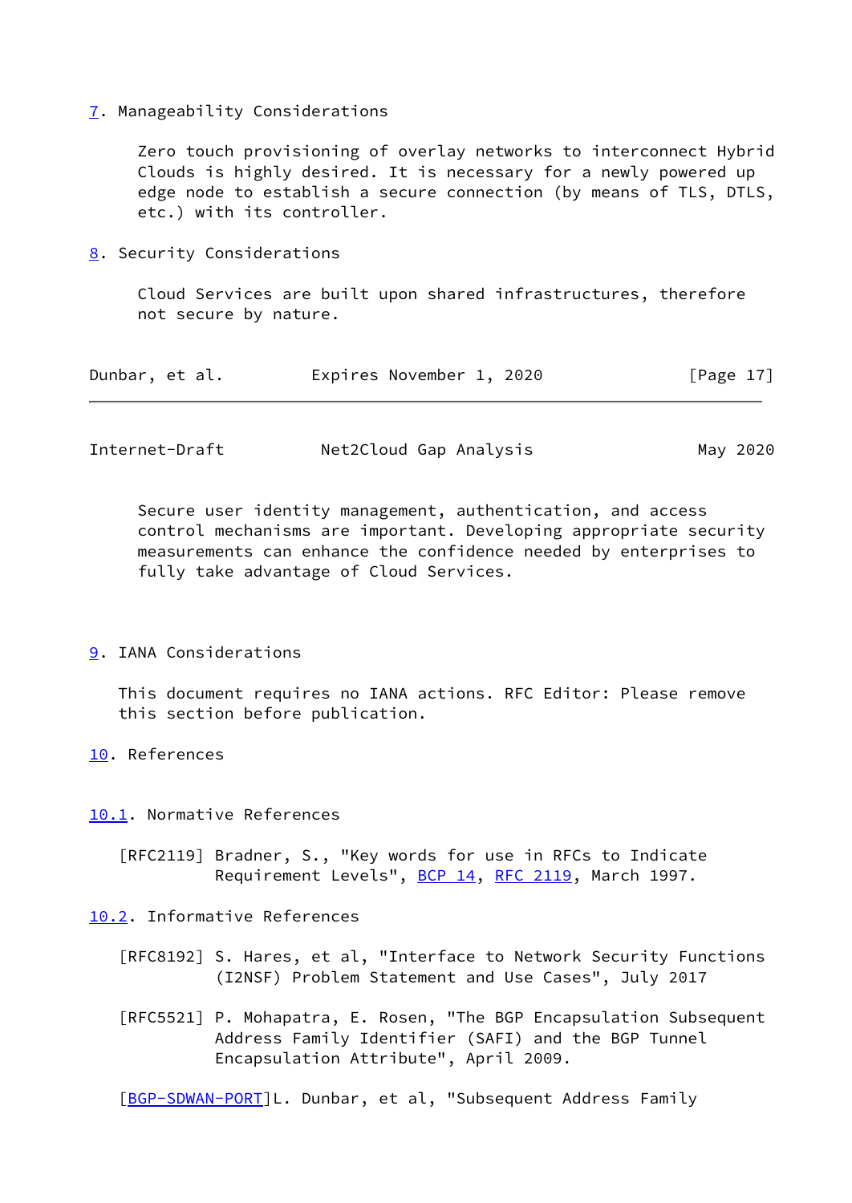## 7. Manageability Considerations

Zero touch provisioning of overlay networks to interconnect Hybrid Clouds is highly desired. It is necessary for a newly powered up edge node to establish a secure connection (by means of TLS, DTLS, etc.) with its controller.

## 8. Security Considerations

Cloud Services are built upon shared infrastructures, therefore not secure by nature.

Secure user identity management, authentication, and access control mechanisms are important. Developing appropriate security measurements can enhance the confidence needed by enterprises to fully take advantage of Cloud Services.

## 9. IANA Considerations

This document requires no IANA actions. RFC Editor: Please remove this section before publication.

## 10. References

### 10.1. Normative References

[RFC2119] Bradner, S., "Key words for use in RFCs to Indicate Requirement Levels", BCP 14, RFC 2119, March 1997.

### 10.2. Informative References

[RFC8192] S. Hares, et al, "Interface to Network Security Functions (I2NSF) Problem Statement and Use Cases", July 2017

[RFC5521] P. Mohapatra, E. Rosen, "The BGP Encapsulation Subsequent Address Family Identifier (SAFI) and the BGP Tunnel Encapsulation Attribute", April 2009.

[BGP-SDWAN-PORT]L. Dunbar, et al, "Subsequent Address Family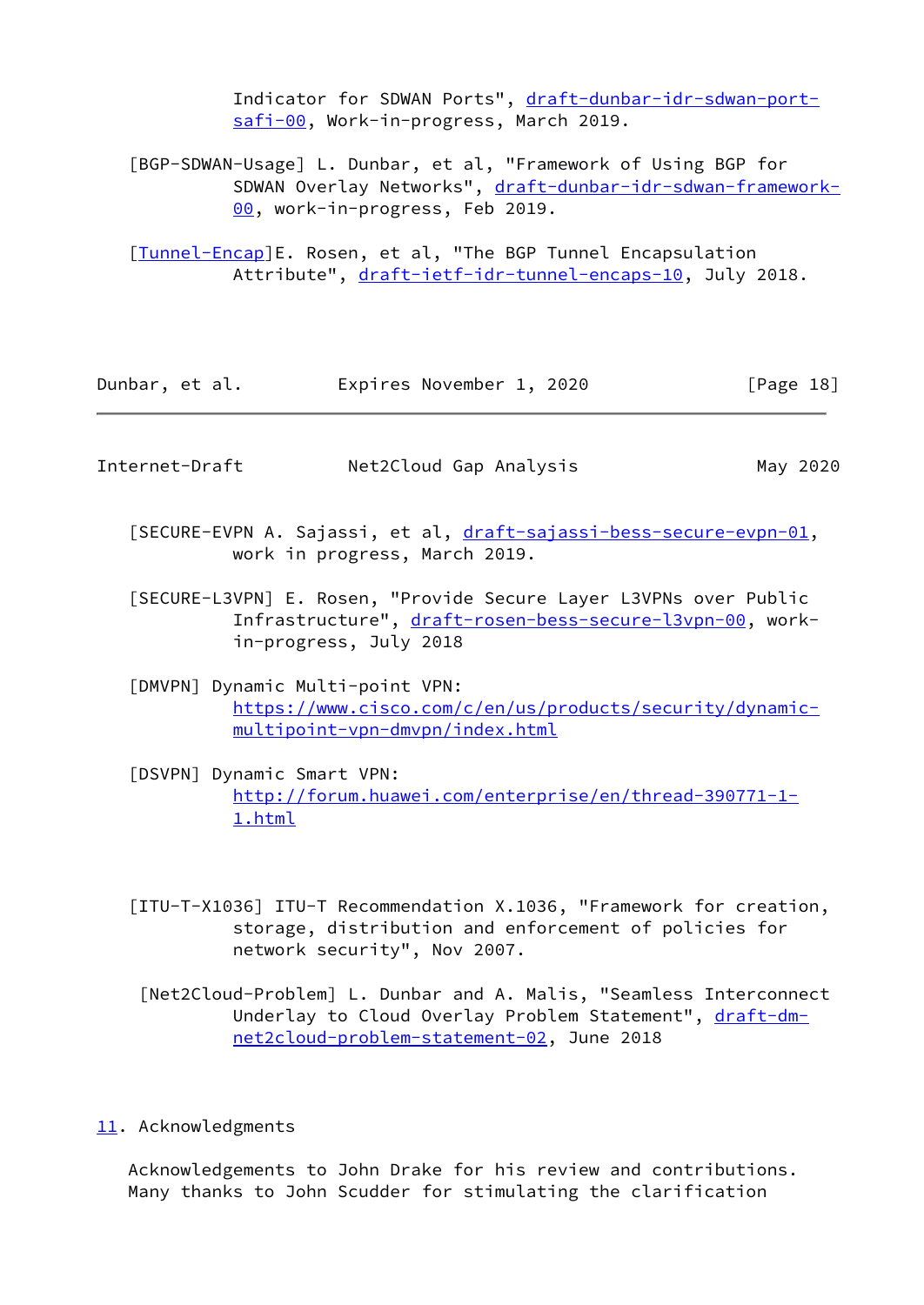Indicator for SDWAN Ports", draft-dunbar-idr-sdwan-port-safi-00, Work-in-progress, March 2019.

[BGP-SDWAN-Usage] L. Dunbar, et al, "Framework of Using BGP for SDWAN Overlay Networks", draft-dunbar-idr-sdwan-framework-00, work-in-progress, Feb 2019.

[Tunnel-Encap]E. Rosen, et al, "The BGP Tunnel Encapsulation Attribute", draft-ietf-idr-tunnel-encaps-10, July 2018.

[SECURE-EVPN A. Sajassi, et al, draft-sajassi-bess-secure-evpn-01, work in progress, March 2019.

[SECURE-L3VPN] E. Rosen, "Provide Secure Layer L3VPNs over Public Infrastructure", draft-rosen-bess-secure-l3vpn-00, work-in-progress, July 2018

[DMVPN] Dynamic Multi-point VPN: https://www.cisco.com/c/en/us/products/security/dynamic-multipoint-vpn-dmvpn/index.html

[DSVPN] Dynamic Smart VPN: http://forum.huawei.com/enterprise/en/thread-390771-1-1.html

[ITU-T-X1036] ITU-T Recommendation X.1036, "Framework for creation, storage, distribution and enforcement of policies for network security", Nov 2007.

[Net2Cloud-Problem] L. Dunbar and A. Malis, "Seamless Interconnect Underlay to Cloud Overlay Problem Statement", draft-dm-net2cloud-problem-statement-02, June 2018

## 11. Acknowledgments

Acknowledgements to John Drake for his review and contributions. Many thanks to John Scudder for stimulating the clarification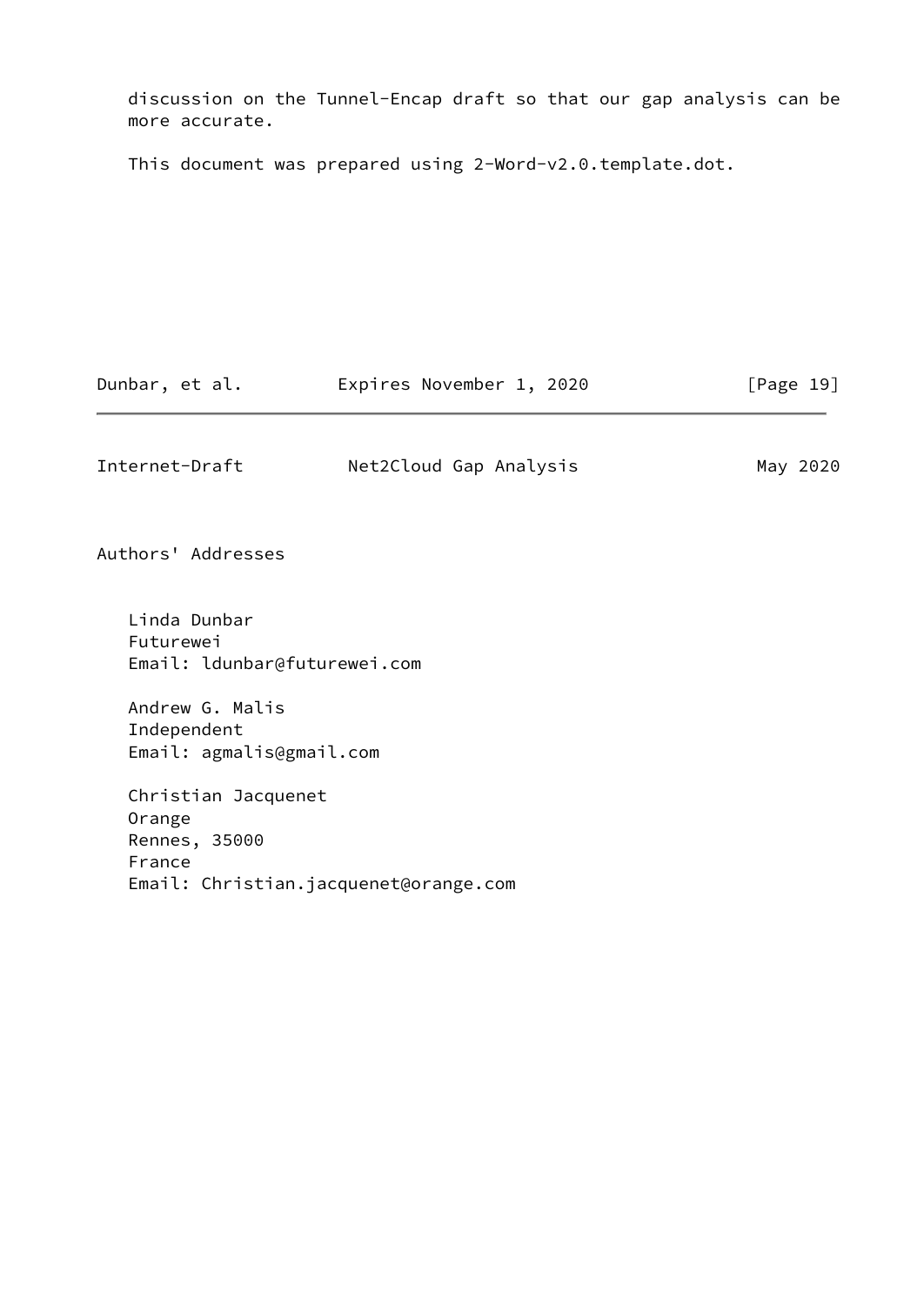discussion on the Tunnel-Encap draft so that our gap analysis can be more accurate.

This document was prepared using 2-Word-v2.0.template.dot.

# Authors' Addresses

Linda Dunbar
Futurewei
Email: ldunbar@futurewei.com

Andrew G. Malis
Independent
Email: agmalis@gmail.com

Christian Jacquenet
Orange
Rennes, 35000
France
Email: Christian.jacquenet@orange.com